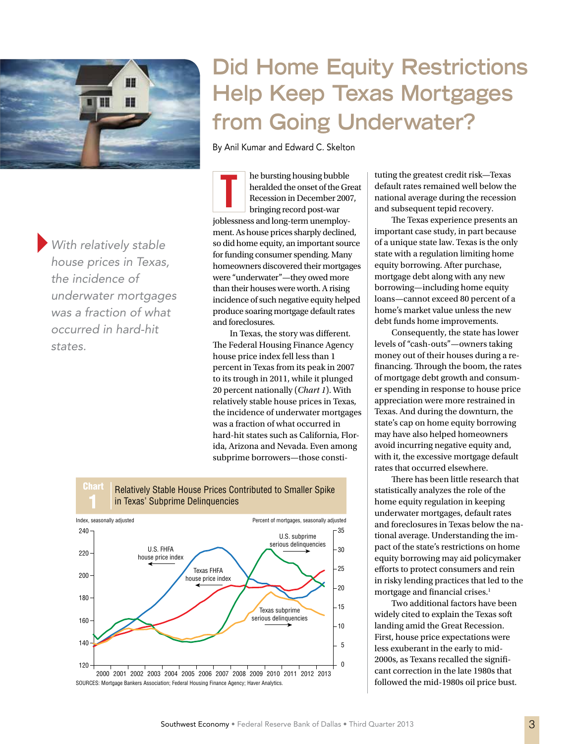# Did Home Equity Restrictions Help Keep Texas Mortgages from Going Underwater?

By Anil Kumar and Edward C. Skelton

*With relatively stable house prices in Texas, the incidence of underwater mortgages was a fraction of what occurred in hard-hit states.*

The bursting housing bubble heralded the onset of the Great Recession in December 2007, bringing record post-war joblessness and long-term unemployment. As house prices sharply declined, so did home equity, an important source for funding consumer spending. Many homeowners discovered their mortgages were "underwater"—they owed more than their houses were worth. A rising incidence of such negative equity helped produce soaring mortgage default rates and foreclosures.

In Texas, the story was different. The Federal Housing Finance Agency house price index fell less than 1 percent in Texas from its peak in 2007 to its trough in 2011, while it plunged 20 percent nationally (*Chart 1*). With relatively stable house prices in Texas, the incidence of underwater mortgages was a fraction of what occurred in hard-hit states such as California, Florida, Arizona and Nevada. Even among subprime borrowers—those constituting the greatest credit risk—Texas default rates remained well below the national average during the recession and subsequent tepid recovery.

The Texas experience presents an important case study, in part because of a unique state law. Texas is the only state with a regulation limiting home equity borrowing. After purchase, mortgage debt along with any new borrowing—including home equity loans—cannot exceed 80 percent of a home's market value unless the new debt funds home improvements.

Consequently, the state has lower levels of "cash-outs"—owners taking money out of their houses during a refinancing. Through the boom, the rates of mortgage debt growth and consumer spending in response to house price appreciation were more restrained in Texas. And during the downturn, the state's cap on home equity borrowing may have also helped homeowners avoid incurring negative equity and, with it, the excessive mortgage default rates that occurred elsewhere.

There has been little research that statistically analyzes the role of the home equity regulation in keeping underwater mortgages, default rates and foreclosures in Texas below the national average. Understanding the impact of the state's restrictions on home equity borrowing may aid policymaker efforts to protect consumers and rein in risky lending practices that led to the mortgage and financial crises.[1]

Two additional factors have been widely cited to explain the Texas soft landing amid the Great Recession. First, house price expectations were less exuberant in the early to mid-2000s, as Texans recalled the significant correction in the late 1980s that followed the mid-1980s oil price bust.

**Chart 1**
**Relatively Stable House Prices Contributed to Smaller Spike in Texas' Subprime Delinquencies**

Index, seasonally adjusted (left axis: 120–240); Percent of mortgages, seasonally adjusted (right axis: 0–35)

Series: U.S. FHFA house price index; Texas FHFA house price index; U.S. subprime serious delinquencies; Texas subprime serious delinquencies (2000–2013)

SOURCES: Mortgage Bankers Association; Federal Housing Finance Agency; Haver Analytics.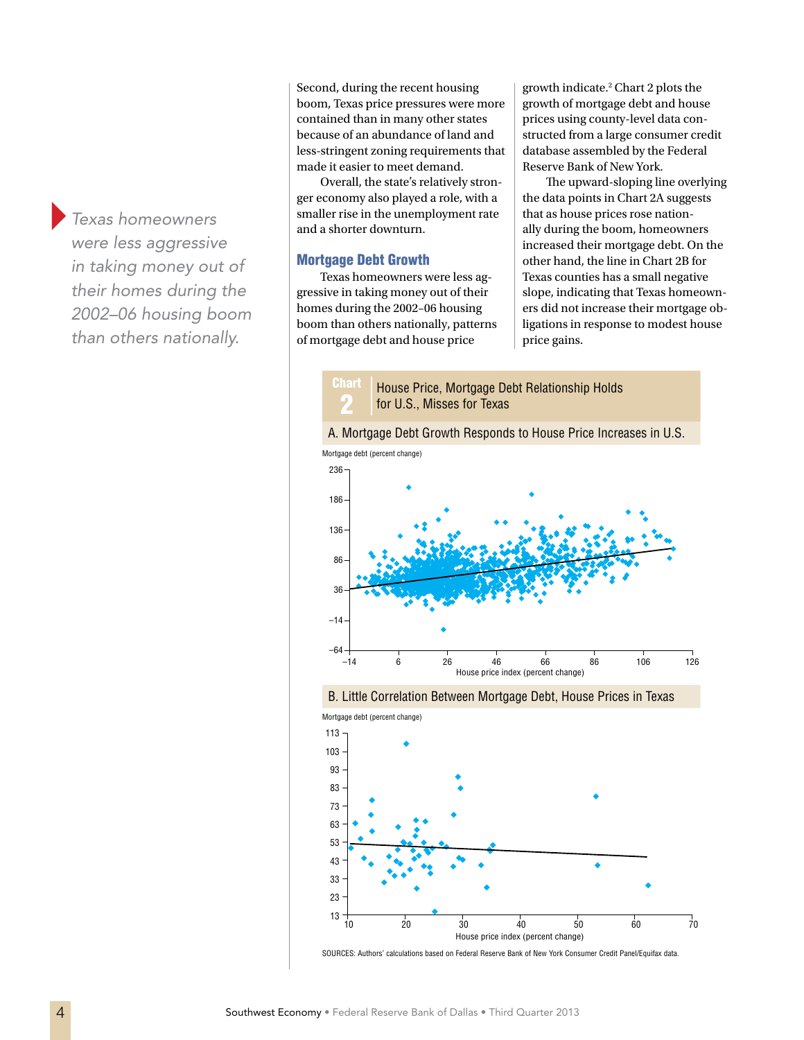Second, during the recent housing boom, Texas price pressures were more contained than in many other states because of an abundance of land and less-stringent zoning requirements that made it easier to meet demand.

Overall, the state's relatively stronger economy also played a role, with a smaller rise in the unemployment rate and a shorter downturn.

*Texas homeowners were less aggressive in taking money out of their homes during the 2002–06 housing boom than others nationally.*

## Mortgage Debt Growth

Texas homeowners were less aggressive in taking money out of their homes during the 2002–06 housing boom than others nationally, patterns of mortgage debt and house price growth indicate.[2] Chart 2 plots the growth of mortgage debt and house prices using county-level data constructed from a large consumer credit database assembled by the Federal Reserve Bank of New York.

The upward-sloping line overlying the data points in Chart 2A suggests that as house prices rose nationally during the boom, homeowners increased their mortgage debt. On the other hand, the line in Chart 2B for Texas counties has a small negative slope, indicating that Texas homeowners did not increase their mortgage obligations in response to modest house price gains.

**Chart 2** House Price, Mortgage Debt Relationship Holds for U.S., Misses for Texas

A. Mortgage Debt Growth Responds to House Price Increases in U.S.

Mortgage debt (percent change) vs. House price index (percent change)

B. Little Correlation Between Mortgage Debt, House Prices in Texas

Mortgage debt (percent change) vs. House price index (percent change)

SOURCES: Authors' calculations based on Federal Reserve Bank of New York Consumer Credit Panel/Equifax data.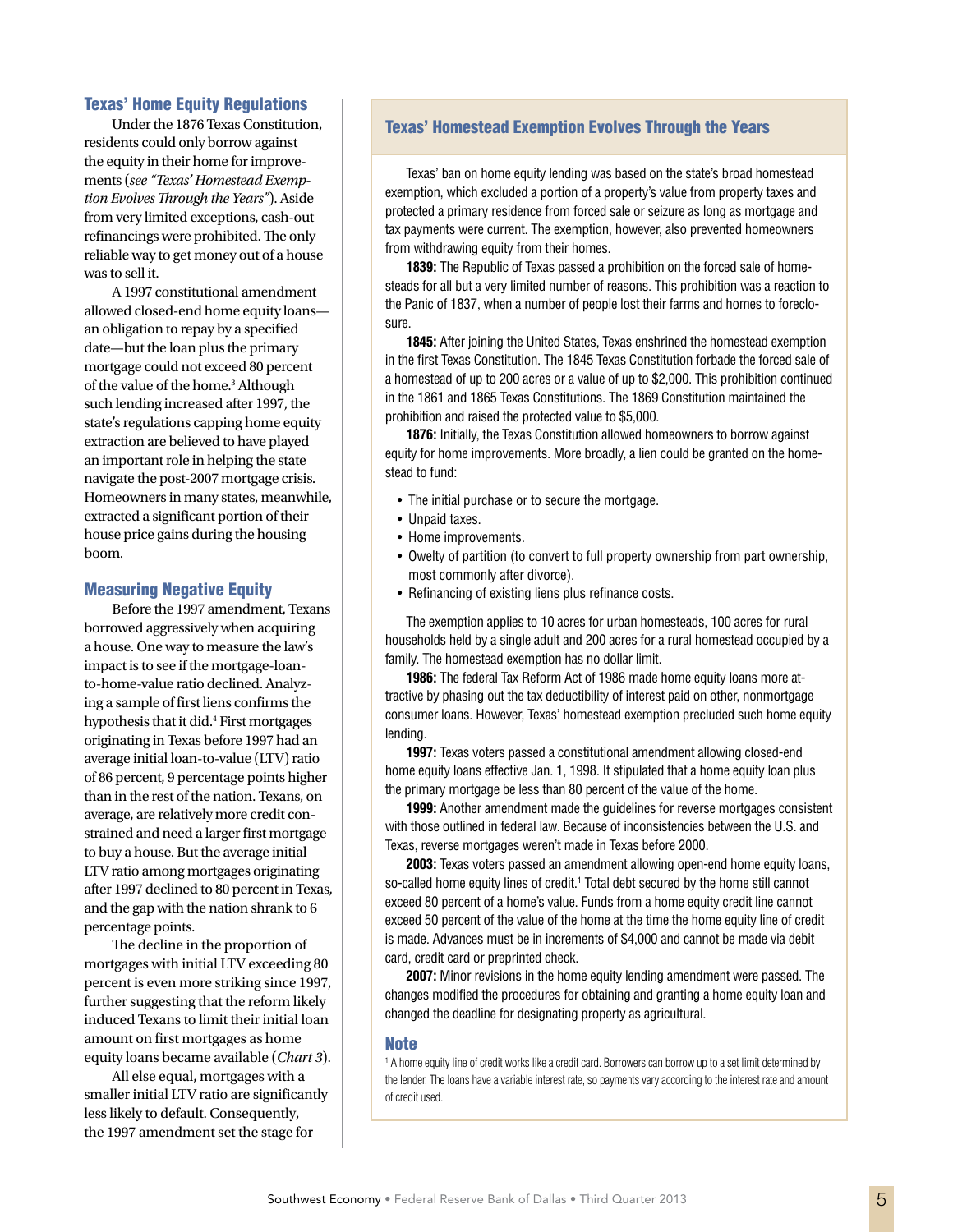## Texas' Home Equity Regulations

Under the 1876 Texas Constitution, residents could only borrow against the equity in their home for improvements (*see "Texas' Homestead Exemption Evolves Through the Years"*). Aside from very limited exceptions, cash-out refinancings were prohibited. The only reliable way to get money out of a house was to sell it.

A 1997 constitutional amendment allowed closed-end home equity loans—an obligation to repay by a specified date—but the loan plus the primary mortgage could not exceed 80 percent of the value of the home.[3] Although such lending increased after 1997, the state's regulations capping home equity extraction are believed to have played an important role in helping the state navigate the post-2007 mortgage crisis. Homeowners in many states, meanwhile, extracted a significant portion of their house price gains during the housing boom.

## Measuring Negative Equity

Before the 1997 amendment, Texans borrowed aggressively when acquiring a house. One way to measure the law's impact is to see if the mortgage-loan-to-home-value ratio declined. Analyzing a sample of first liens confirms the hypothesis that it did.[4] First mortgages originating in Texas before 1997 had an average initial loan-to-value (LTV) ratio of 86 percent, 9 percentage points higher than in the rest of the nation. Texans, on average, are relatively more credit constrained and need a larger first mortgage to buy a house. But the average initial LTV ratio among mortgages originating after 1997 declined to 80 percent in Texas, and the gap with the nation shrank to 6 percentage points.

The decline in the proportion of mortgages with initial LTV exceeding 80 percent is even more striking since 1997, further suggesting that the reform likely induced Texans to limit their initial loan amount on first mortgages as home equity loans became available (*Chart 3*).

All else equal, mortgages with a smaller initial LTV ratio are significantly less likely to default. Consequently, the 1997 amendment set the stage for

## Texas' Homestead Exemption Evolves Through the Years

Texas' ban on home equity lending was based on the state's broad homestead exemption, which excluded a portion of a property's value from property taxes and protected a primary residence from forced sale or seizure as long as mortgage and tax payments were current. The exemption, however, also prevented homeowners from withdrawing equity from their homes.

**1839:** The Republic of Texas passed a prohibition on the forced sale of homesteads for all but a very limited number of reasons. This prohibition was a reaction to the Panic of 1837, when a number of people lost their farms and homes to foreclosure.

**1845:** After joining the United States, Texas enshrined the homestead exemption in the first Texas Constitution. The 1845 Texas Constitution forbade the forced sale of a homestead of up to 200 acres or a value of up to $2,000. This prohibition continued in the 1861 and 1865 Texas Constitutions. The 1869 Constitution maintained the prohibition and raised the protected value to $5,000.

**1876:** Initially, the Texas Constitution allowed homeowners to borrow against equity for home improvements. More broadly, a lien could be granted on the homestead to fund:

- The initial purchase or to secure the mortgage.
- Unpaid taxes.
- Home improvements.
- Owelty of partition (to convert to full property ownership from part ownership, most commonly after divorce).
- Refinancing of existing liens plus refinance costs.

The exemption applies to 10 acres for urban homesteads, 100 acres for rural households held by a single adult and 200 acres for a rural homestead occupied by a family. The homestead exemption has no dollar limit.

**1986:** The federal Tax Reform Act of 1986 made home equity loans more attractive by phasing out the tax deductibility of interest paid on other, nonmortgage consumer loans. However, Texas' homestead exemption precluded such home equity lending.

**1997:** Texas voters passed a constitutional amendment allowing closed-end home equity loans effective Jan. 1, 1998. It stipulated that a home equity loan plus the primary mortgage be less than 80 percent of the value of the home.

**1999:** Another amendment made the guidelines for reverse mortgages consistent with those outlined in federal law. Because of inconsistencies between the U.S. and Texas, reverse mortgages weren't made in Texas before 2000.

**2003:** Texas voters passed an amendment allowing open-end home equity loans, so-called home equity lines of credit.[1] Total debt secured by the home still cannot exceed 80 percent of a home's value. Funds from a home equity credit line cannot exceed 50 percent of the value of the home at the time the home equity line of credit is made. Advances must be in increments of $4,000 and cannot be made via debit card, credit card or preprinted check.

**2007:** Minor revisions in the home equity lending amendment were passed. The changes modified the procedures for obtaining and granting a home equity loan and changed the deadline for designating property as agricultural.

### Note

[1] A home equity line of credit works like a credit card. Borrowers can borrow up to a set limit determined by the lender. The loans have a variable interest rate, so payments vary according to the interest rate and amount of credit used.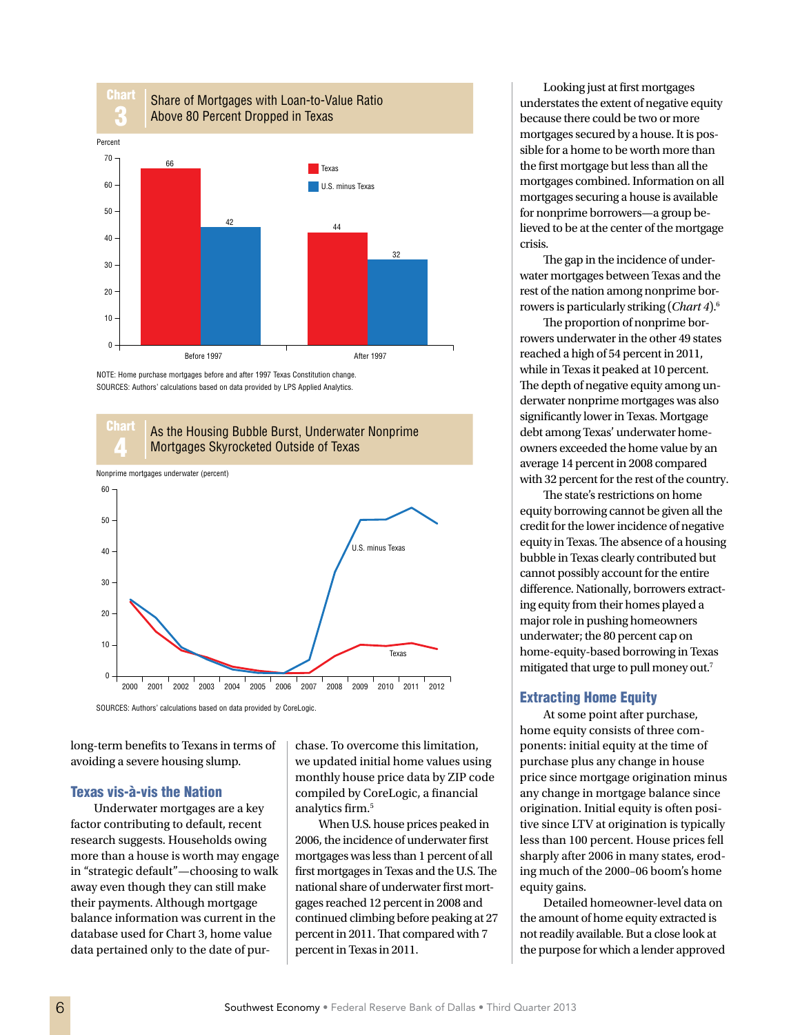**Chart 3**
**Share of Mortgages with Loan-to-Value Ratio Above 80 Percent Dropped in Texas**

| Percent | Texas | U.S. minus Texas |
| --- | --- | --- |
| Before 1997 | 66 | 42 |
| After 1997 | 44 | 32 |

NOTE: Home purchase mortgages before and after 1997 Texas Constitution change.
SOURCES: Authors' calculations based on data provided by LPS Applied Analytics.

**Chart 4**
**As the Housing Bubble Burst, Underwater Nonprime Mortgages Skyrocketed Outside of Texas**

Nonprime mortgages underwater (percent)

SOURCES: Authors' calculations based on data provided by CoreLogic.

long-term benefits to Texans in terms of avoiding a severe housing slump.

## Texas vis-à-vis the Nation

Underwater mortgages are a key factor contributing to default, recent research suggests. Households owing more than a house is worth may engage in "strategic default"—choosing to walk away even though they can still make their payments. Although mortgage balance information was current in the database used for Chart 3, home value data pertained only to the date of purchase. To overcome this limitation, we updated initial home values using monthly house price data by ZIP code compiled by CoreLogic, a financial analytics firm.[5]

When U.S. house prices peaked in 2006, the incidence of underwater first mortgages was less than 1 percent of all first mortgages in Texas and the U.S. The national share of underwater first mortgages reached 12 percent in 2008 and continued climbing before peaking at 27 percent in 2011. That compared with 7 percent in Texas in 2011.

Looking just at first mortgages understates the extent of negative equity because there could be two or more mortgages secured by a house. It is possible for a home to be worth more than the first mortgage but less than all the mortgages combined. Information on all mortgages securing a house is available for nonprime borrowers—a group believed to be at the center of the mortgage crisis.

The gap in the incidence of underwater mortgages between Texas and the rest of the nation among nonprime borrowers is particularly striking (*Chart 4*).[6]

The proportion of nonprime borrowers underwater in the other 49 states reached a high of 54 percent in 2011, while in Texas it peaked at 10 percent. The depth of negative equity among underwater nonprime mortgages was also significantly lower in Texas. Mortgage debt among Texas' underwater homeowners exceeded the home value by an average 14 percent in 2008 compared with 32 percent for the rest of the country.

The state's restrictions on home equity borrowing cannot be given all the credit for the lower incidence of negative equity in Texas. The absence of a housing bubble in Texas clearly contributed but cannot possibly account for the entire difference. Nationally, borrowers extracting equity from their homes played a major role in pushing homeowners underwater; the 80 percent cap on home-equity-based borrowing in Texas mitigated that urge to pull money out.[7]

## Extracting Home Equity

At some point after purchase, home equity consists of three components: initial equity at the time of purchase plus any change in house price since mortgage origination minus any change in mortgage balance since origination. Initial equity is often positive since LTV at origination is typically less than 100 percent. House prices fell sharply after 2006 in many states, eroding much of the 2000–06 boom's home equity gains.

Detailed homeowner-level data on the amount of home equity extracted is not readily available. But a close look at the purpose for which a lender approved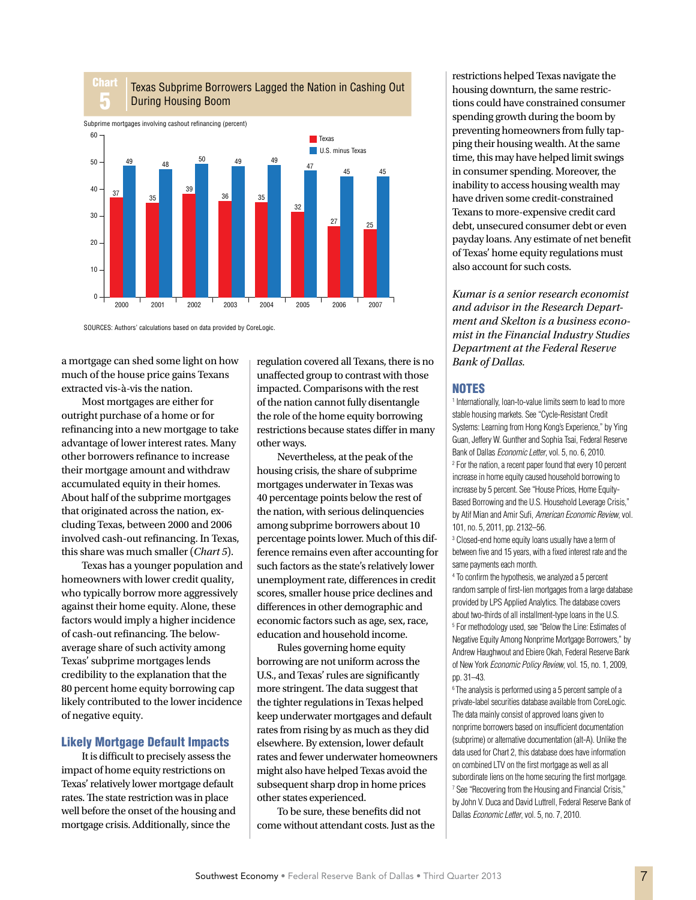**Chart 5** Texas Subprime Borrowers Lagged the Nation in Cashing Out During Housing Boom

Subprime mortgages involving cashout refinancing (percent)

Texas
U.S. minus Texas

60
50
40
30
20
10
0

2000: 37, 49
2001: 35, 48
2002: 39, 50
2003: 36, 49
2004: 35, 49
2005: 32, 47
2006: 27, 45
2007: 25, 45

SOURCES: Authors' calculations based on data provided by CoreLogic.

a mortgage can shed some light on how much of the house price gains Texans extracted vis-à-vis the nation.

Most mortgages are either for outright purchase of a home or for refinancing into a new mortgage to take advantage of lower interest rates. Many other borrowers refinance to increase their mortgage amount and withdraw accumulated equity in their homes. About half of the subprime mortgages that originated across the nation, excluding Texas, between 2000 and 2006 involved cash-out refinancing. In Texas, this share was much smaller (*Chart 5*).

Texas has a younger population and homeowners with lower credit quality, who typically borrow more aggressively against their home equity. Alone, these factors would imply a higher incidence of cash-out refinancing. The below-average share of such activity among Texas' subprime mortgages lends credibility to the explanation that the 80 percent home equity borrowing cap likely contributed to the lower incidence of negative equity.

## Likely Mortgage Default Impacts

It is difficult to precisely assess the impact of home equity restrictions on Texas' relatively lower mortgage default rates. The state restriction was in place well before the onset of the housing and mortgage crisis. Additionally, since the regulation covered all Texans, there is no unaffected group to contrast with those impacted. Comparisons with the rest of the nation cannot fully disentangle the role of the home equity borrowing restrictions because states differ in many other ways.

Nevertheless, at the peak of the housing crisis, the share of subprime mortgages underwater in Texas was 40 percentage points below the rest of the nation, with serious delinquencies among subprime borrowers about 10 percentage points lower. Much of this difference remains even after accounting for such factors as the state's relatively lower unemployment rate, differences in credit scores, smaller house price declines and differences in other demographic and economic factors such as age, sex, race, education and household income.

Rules governing home equity borrowing are not uniform across the U.S., and Texas' rules are significantly more stringent. The data suggest that the tighter regulations in Texas helped keep underwater mortgages and default rates from rising by as much as they did elsewhere. By extension, lower default rates and fewer underwater homeowners might also have helped Texas avoid the subsequent sharp drop in home prices other states experienced.

To be sure, these benefits did not come without attendant costs. Just as the restrictions helped Texas navigate the housing downturn, the same restrictions could have constrained consumer spending growth during the boom by preventing homeowners from fully tapping their housing wealth. At the same time, this may have helped limit swings in consumer spending. Moreover, the inability to access housing wealth may have driven some credit-constrained Texans to more-expensive credit card debt, unsecured consumer debt or even payday loans. Any estimate of net benefit of Texas' home equity regulations must also account for such costs.

*Kumar is a senior research economist and advisor in the Research Department and Skelton is a business economist in the Financial Industry Studies Department at the Federal Reserve Bank of Dallas.*

## NOTES

[1] Internationally, loan-to-value limits seem to lead to more stable housing markets. See "Cycle-Resistant Credit Systems: Learning from Hong Kong's Experience," by Ying Guan, Jeffery W. Gunther and Sophia Tsai, Federal Reserve Bank of Dallas *Economic Letter*, vol. 5, no. 6, 2010.

[2] For the nation, a recent paper found that every 10 percent increase in home equity caused household borrowing to increase by 5 percent. See "House Prices, Home Equity-Based Borrowing and the U.S. Household Leverage Crisis," by Atif Mian and Amir Sufi, *American Economic Review*, vol. 101, no. 5, 2011, pp. 2132–56.

[3] Closed-end home equity loans usually have a term of between five and 15 years, with a fixed interest rate and the same payments each month.

[4] To confirm the hypothesis, we analyzed a 5 percent random sample of first-lien mortgages from a large database provided by LPS Applied Analytics. The database covers about two-thirds of all installment-type loans in the U.S.

[5] For methodology used, see "Below the Line: Estimates of Negative Equity Among Nonprime Mortgage Borrowers," by Andrew Haughwout and Ebiere Okah, Federal Reserve Bank of New York *Economic Policy Review*, vol. 15, no. 1, 2009, pp. 31–43.

[6] The analysis is performed using a 5 percent sample of a private-label securities database available from CoreLogic. The data mainly consist of approved loans given to nonprime borrowers based on insufficient documentation (subprime) or alternative documentation (alt-A). Unlike the data used for Chart 2, this database does have information on combined LTV on the first mortgage as well as all subordinate liens on the home securing the first mortgage.

[7] See "Recovering from the Housing and Financial Crisis," by John V. Duca and David Luttrell, Federal Reserve Bank of Dallas *Economic Letter*, vol. 5, no. 7, 2010.